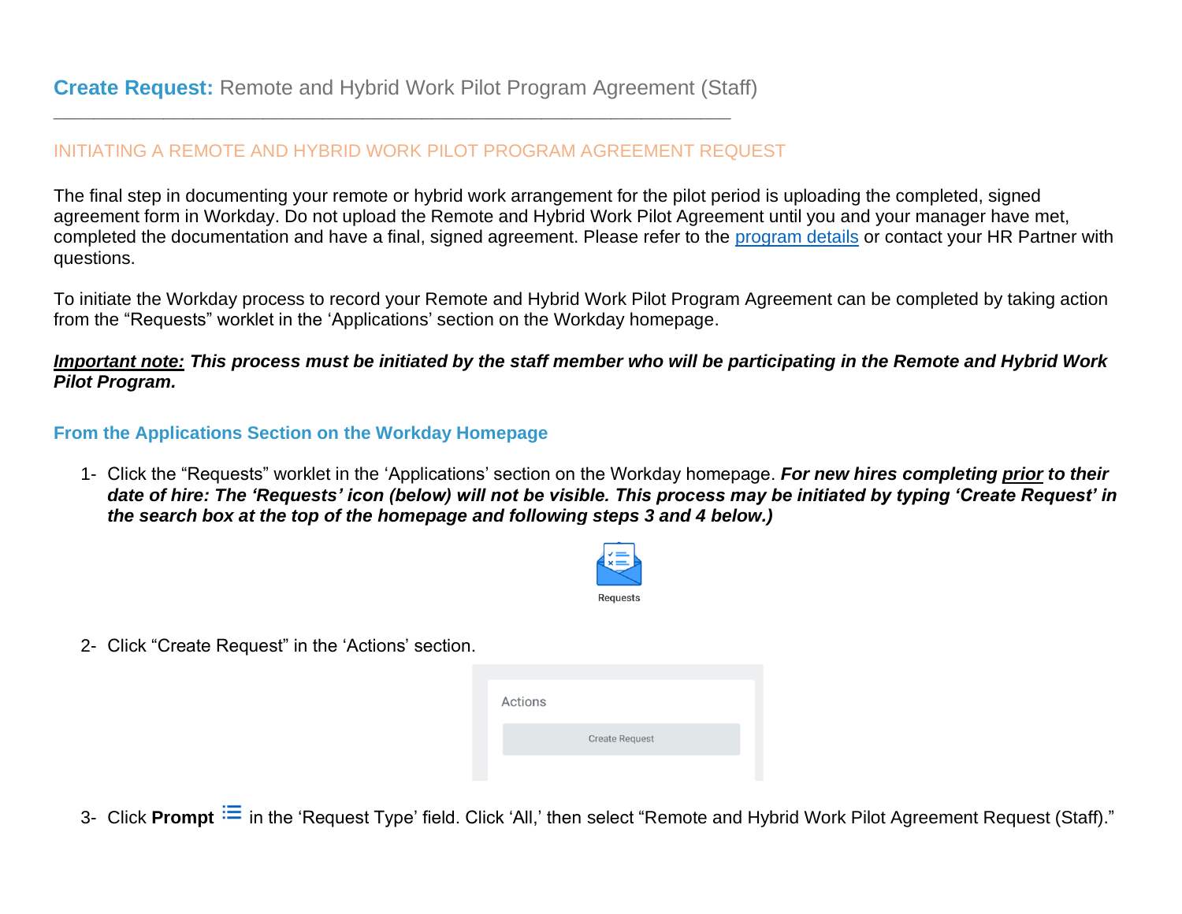# **Create Request:** Remote and Hybrid Work Pilot Program Agreement (Staff)

## INITIATING A REMOTE AND HYBRID WORK PILOT PROGRAM AGREEMENT REQUEST

The final step in documenting your remote or hybrid work arrangement for the pilot period is uploading the completed, signed agreement form in Workday. Do not upload the Remote and Hybrid Work Pilot Agreement until you and your manager have met, completed the documentation and have a final, signed agreement. Please refer to the program details or contact your HR Partner with questions.

To initiate the Workday process to record your Remote and Hybrid Work Pilot Program Agreement can be completed by taking action from the “Requests” worklet in the ‘Applications’ section on the Workday homepage.

***Important note:* This process must be initiated by the staff member who will be participating in the Remote and Hybrid Work Pilot Program.**

### From the Applications Section on the Workday Homepage

1- Click the “Requests” worklet in the ‘Applications’ section on the Workday homepage. ***For new hires completing prior to their date of hire: The ‘Requests’ icon (below) will not be visible. This process may be initiated by typing ‘Create Request’ in the search box at the top of the homepage and following steps 3 and 4 below.)***

Requests

2- Click “Create Request” in the ‘Actions’ section.

Actions

Create Request

3- Click **Prompt** in the ‘Request Type’ field. Click ‘All,’ then select “Remote and Hybrid Work Pilot Agreement Request (Staff).”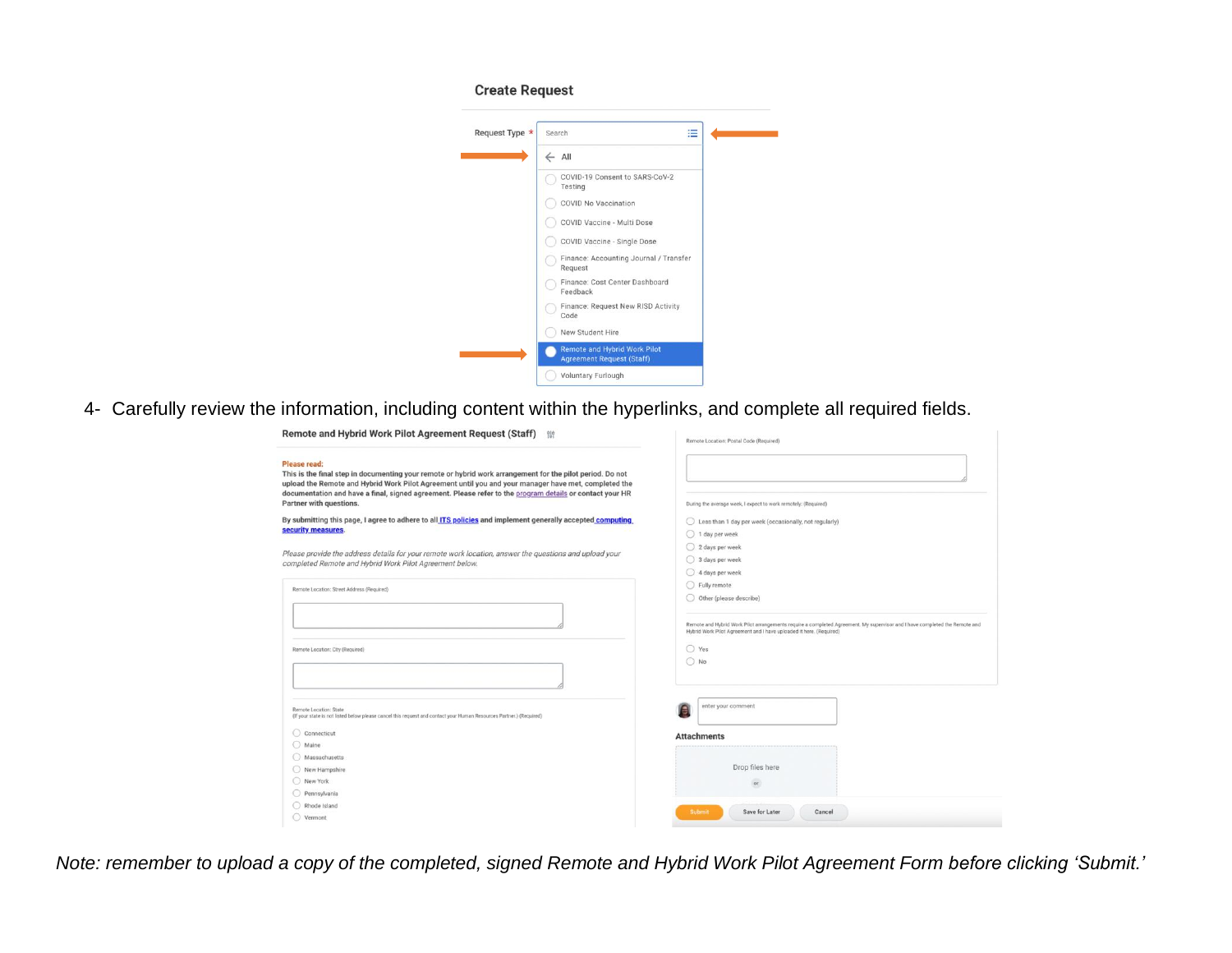**Create Request**

Request Type * Search

← All

- COVID-19 Consent to SARS-CoV-2 Testing
- COVID No Vaccination
- COVID Vaccine - Multi Dose
- COVID Vaccine - Single Dose
- Finance: Accounting Journal / Transfer Request
- Finance: Cost Center Dashboard Feedback
- Finance: Request New RISD Activity Code
- New Student Hire
- Remote and Hybrid Work Pilot Agreement Request (Staff)
- Voluntary Furlough

4- Carefully review the information, including content within the hyperlinks, and complete all required fields.

**Remote and Hybrid Work Pilot Agreement Request (Staff)**

**Please read:**
**This is the final step in documenting your remote or hybrid work arrangement for the pilot period. Do not upload the Remote and Hybrid Work Pilot Agreement until you and your manager have met, completed the documentation and have a final, signed agreement. Please refer to the program details or contact your HR Partner with questions.**

**By submitting this page, I agree to adhere to all ITS policies and implement generally accepted computing security measures.**

*Please provide the address details for your remote work location, answer the questions and upload your completed Remote and Hybrid Work Pilot Agreement below.*

Remote Location: Street Address (Required)

Remote Location: City (Required)

Remote Location: State
(If your state is not listed below please cancel this request and contact your Human Resources Partner.) (Required)

- Connecticut
- Maine
- Massachusetts
- New Hampshire
- New York
- Pennsylvania
- Rhode Island
- Vermont

Remote Location: Postal Code (Required)

During the average week, I expect to work remotely: (Required)

- Less than 1 day per week (occasionally, not regularly)
- 1 day per week
- 2 days per week
- 3 days per week
- 4 days per week
- Fully remote
- Other (please describe)

Remote and Hybrid Work Pilot arrangements require a completed Agreement. My supervisor and I have completed the Remote and Hybrid Work Pilot Agreement and I have uploaded it here. (Required)

- Yes
- No

enter your comment

**Attachments**

Drop files here

or

Submit | Save for Later | Cancel

*Note: remember to upload a copy of the completed, signed Remote and Hybrid Work Pilot Agreement Form before clicking 'Submit.'*